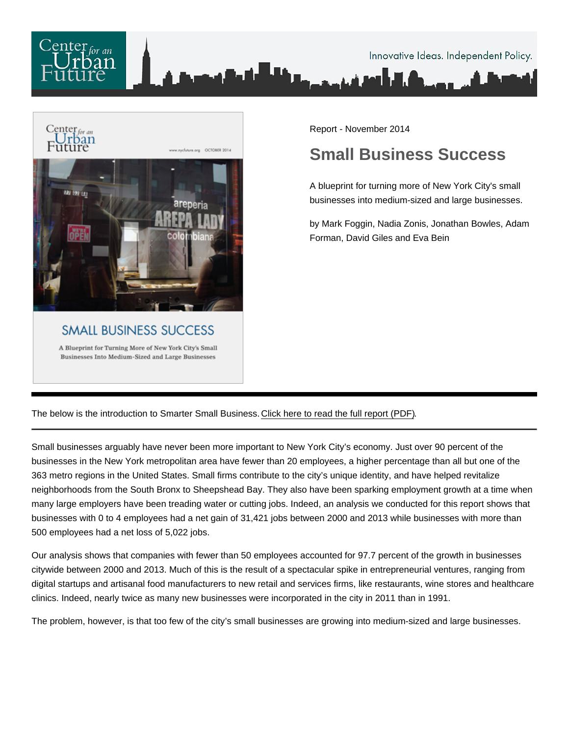Center for an Urban Future

Innovative Ideas. Independent Policy.

Report - November 2014

# Small Business Success

A blueprint for turning more of New York City's small businesses into medium-sized and large businesses.

by Mark Foggin, Nadia Zonis, Jonathan Bowles, Adam Forman, David Giles and Eva Bein

The below is the introduction to Smarter Small Business. Click here to read the full report (PDF).

Small businesses arguably have never been more important to New York City's economy. Just over 90 percent of the businesses in the New York metropolitan area have fewer than 20 employees, a higher percentage than all but one of the 363 metro regions in the United States. Small firms contribute to the city's unique identity, and have helped revitalize neighborhoods from the South Bronx to Sheepshead Bay. They also have been sparking employment growth at a time when many large employers have been treading water or cutting jobs. Indeed, an analysis we conducted for this report shows that businesses with 0 to 4 employees had a net gain of 31,421 jobs between 2000 and 2013 while businesses with more than 500 employees had a net loss of 5,022 jobs.

Our analysis shows that companies with fewer than 50 employees accounted for 97.7 percent of the growth in businesses citywide between 2000 and 2013. Much of this is the result of a spectacular spike in entrepreneurial ventures, ranging from digital startups and artisanal food manufacturers to new retail and services firms, like restaurants, wine stores and healthcare clinics. Indeed, nearly twice as many new businesses were incorporated in the city in 2011 than in 1991.

The problem, however, is that too few of the city's small businesses are growing into medium-sized and large businesses.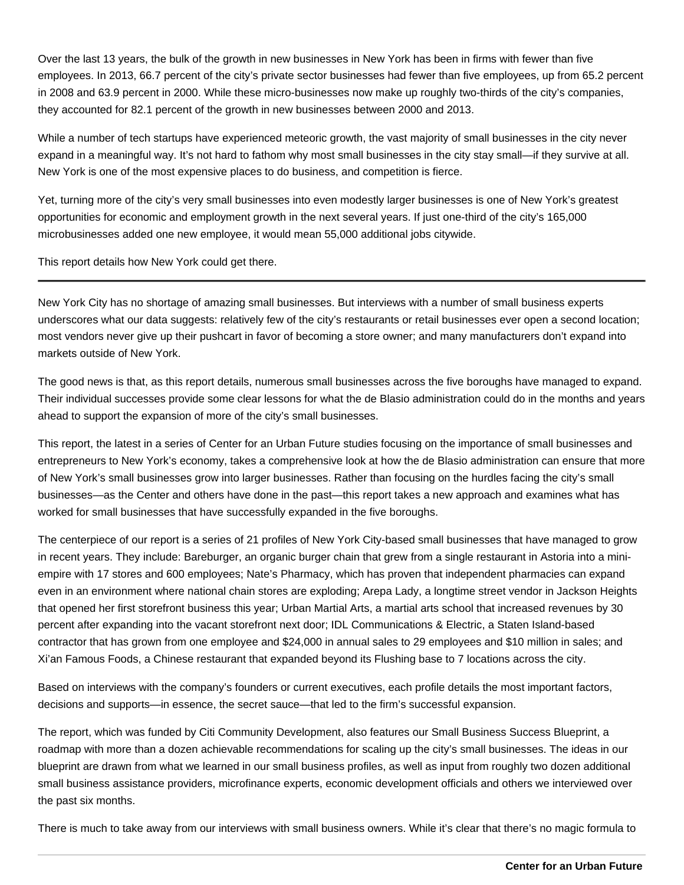Over the last 13 years, the bulk of the growth in new businesses in New York has been in firms with fewer than five employees. In 2013, 66.7 percent of the city's private sector businesses had fewer than five employees, up from 65.2 percent in 2008 and 63.9 percent in 2000. While these micro-businesses now make up roughly two-thirds of the city's companies, they accounted for 82.1 percent of the growth in new businesses between 2000 and 2013.

While a number of tech startups have experienced meteoric growth, the vast majority of small businesses in the city never expand in a meaningful way. It's not hard to fathom why most small businesses in the city stay small—if they survive at all. New York is one of the most expensive places to do business, and competition is fierce.

Yet, turning more of the city's very small businesses into even modestly larger businesses is one of New York's greatest opportunities for economic and employment growth in the next several years. If just one-third of the city's 165,000 microbusinesses added one new employee, it would mean 55,000 additional jobs citywide.

This report details how New York could get there.

---

New York City has no shortage of amazing small businesses. But interviews with a number of small business experts underscores what our data suggests: relatively few of the city's restaurants or retail businesses ever open a second location; most vendors never give up their pushcart in favor of becoming a store owner; and many manufacturers don't expand into markets outside of New York.

The good news is that, as this report details, numerous small businesses across the five boroughs have managed to expand. Their individual successes provide some clear lessons for what the de Blasio administration could do in the months and years ahead to support the expansion of more of the city's small businesses.

This report, the latest in a series of Center for an Urban Future studies focusing on the importance of small businesses and entrepreneurs to New York's economy, takes a comprehensive look at how the de Blasio administration can ensure that more of New York's small businesses grow into larger businesses. Rather than focusing on the hurdles facing the city's small businesses—as the Center and others have done in the past—this report takes a new approach and examines what has worked for small businesses that have successfully expanded in the five boroughs.

The centerpiece of our report is a series of 21 profiles of New York City-based small businesses that have managed to grow in recent years. They include: Bareburger, an organic burger chain that grew from a single restaurant in Astoria into a mini-empire with 17 stores and 600 employees; Nate's Pharmacy, which has proven that independent pharmacies can expand even in an environment where national chain stores are exploding; Arepa Lady, a longtime street vendor in Jackson Heights that opened her first storefront business this year; Urban Martial Arts, a martial arts school that increased revenues by 30 percent after expanding into the vacant storefront next door; IDL Communications & Electric, a Staten Island-based contractor that has grown from one employee and $24,000 in annual sales to 29 employees and $10 million in sales; and Xi'an Famous Foods, a Chinese restaurant that expanded beyond its Flushing base to 7 locations across the city.

Based on interviews with the company's founders or current executives, each profile details the most important factors, decisions and supports—in essence, the secret sauce—that led to the firm's successful expansion.

The report, which was funded by Citi Community Development, also features our Small Business Success Blueprint, a roadmap with more than a dozen achievable recommendations for scaling up the city's small businesses. The ideas in our blueprint are drawn from what we learned in our small business profiles, as well as input from roughly two dozen additional small business assistance providers, microfinance experts, economic development officials and others we interviewed over the past six months.

There is much to take away from our interviews with small business owners. While it's clear that there's no magic formula to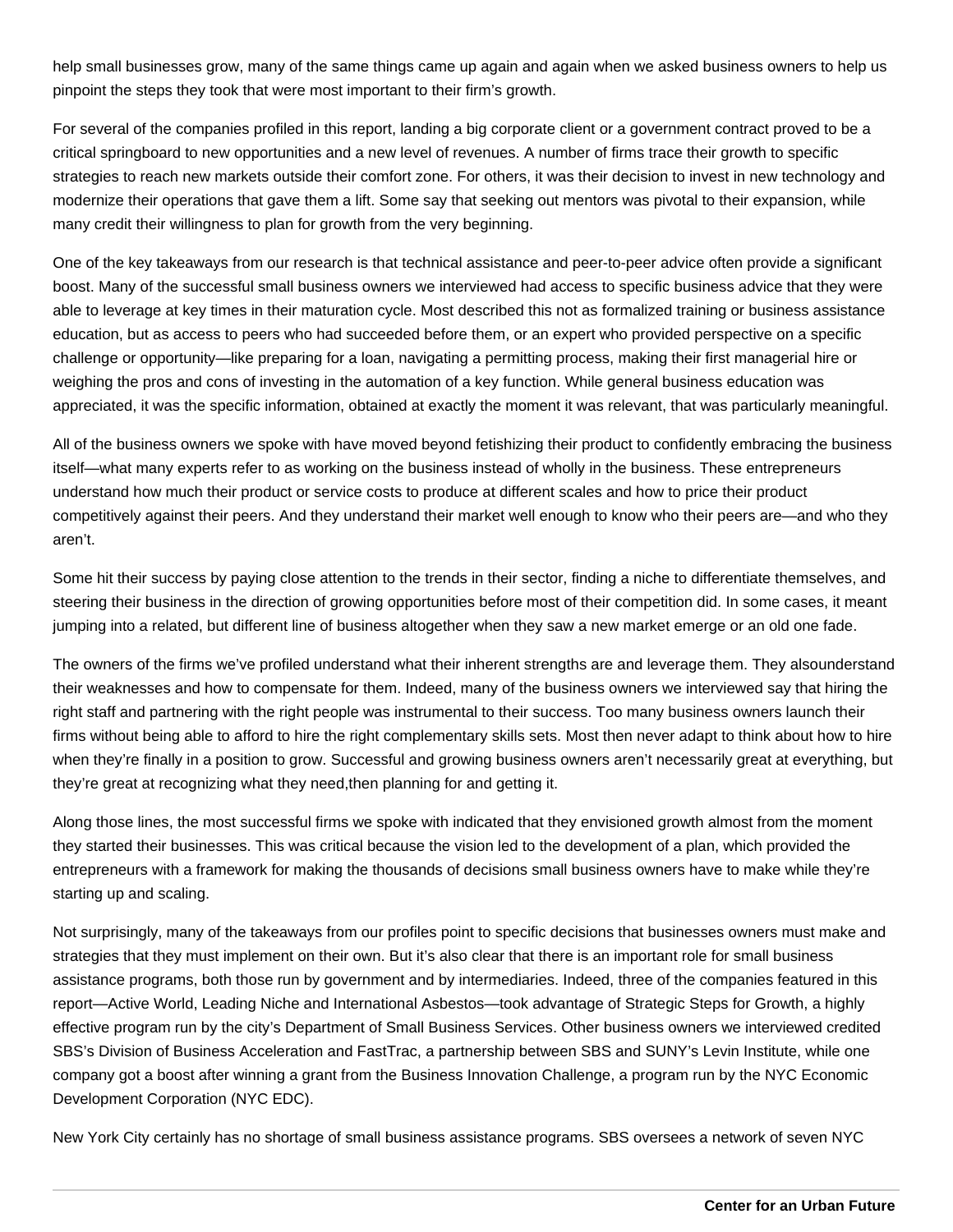help small businesses grow, many of the same things came up again and again when we asked business owners to help us pinpoint the steps they took that were most important to their firm's growth.

For several of the companies profiled in this report, landing a big corporate client or a government contract proved to be a critical springboard to new opportunities and a new level of revenues. A number of firms trace their growth to specific strategies to reach new markets outside their comfort zone. For others, it was their decision to invest in new technology and modernize their operations that gave them a lift. Some say that seeking out mentors was pivotal to their expansion, while many credit their willingness to plan for growth from the very beginning.

One of the key takeaways from our research is that technical assistance and peer-to-peer advice often provide a significant boost. Many of the successful small business owners we interviewed had access to specific business advice that they were able to leverage at key times in their maturation cycle. Most described this not as formalized training or business assistance education, but as access to peers who had succeeded before them, or an expert who provided perspective on a specific challenge or opportunity—like preparing for a loan, navigating a permitting process, making their first managerial hire or weighing the pros and cons of investing in the automation of a key function. While general business education was appreciated, it was the specific information, obtained at exactly the moment it was relevant, that was particularly meaningful.

All of the business owners we spoke with have moved beyond fetishizing their product to confidently embracing the business itself—what many experts refer to as working on the business instead of wholly in the business. These entrepreneurs understand how much their product or service costs to produce at different scales and how to price their product competitively against their peers. And they understand their market well enough to know who their peers are—and who they aren't.

Some hit their success by paying close attention to the trends in their sector, finding a niche to differentiate themselves, and steering their business in the direction of growing opportunities before most of their competition did. In some cases, it meant jumping into a related, but different line of business altogether when they saw a new market emerge or an old one fade.

The owners of the firms we've profiled understand what their inherent strengths are and leverage them. They alsounderstand their weaknesses and how to compensate for them. Indeed, many of the business owners we interviewed say that hiring the right staff and partnering with the right people was instrumental to their success. Too many business owners launch their firms without being able to afford to hire the right complementary skills sets. Most then never adapt to think about how to hire when they're finally in a position to grow. Successful and growing business owners aren't necessarily great at everything, but they're great at recognizing what they need,then planning for and getting it.

Along those lines, the most successful firms we spoke with indicated that they envisioned growth almost from the moment they started their businesses. This was critical because the vision led to the development of a plan, which provided the entrepreneurs with a framework for making the thousands of decisions small business owners have to make while they're starting up and scaling.

Not surprisingly, many of the takeaways from our profiles point to specific decisions that businesses owners must make and strategies that they must implement on their own. But it's also clear that there is an important role for small business assistance programs, both those run by government and by intermediaries. Indeed, three of the companies featured in this report—Active World, Leading Niche and International Asbestos—took advantage of Strategic Steps for Growth, a highly effective program run by the city's Department of Small Business Services. Other business owners we interviewed credited SBS's Division of Business Acceleration and FastTrac, a partnership between SBS and SUNY's Levin Institute, while one company got a boost after winning a grant from the Business Innovation Challenge, a program run by the NYC Economic Development Corporation (NYC EDC).

New York City certainly has no shortage of small business assistance programs. SBS oversees a network of seven NYC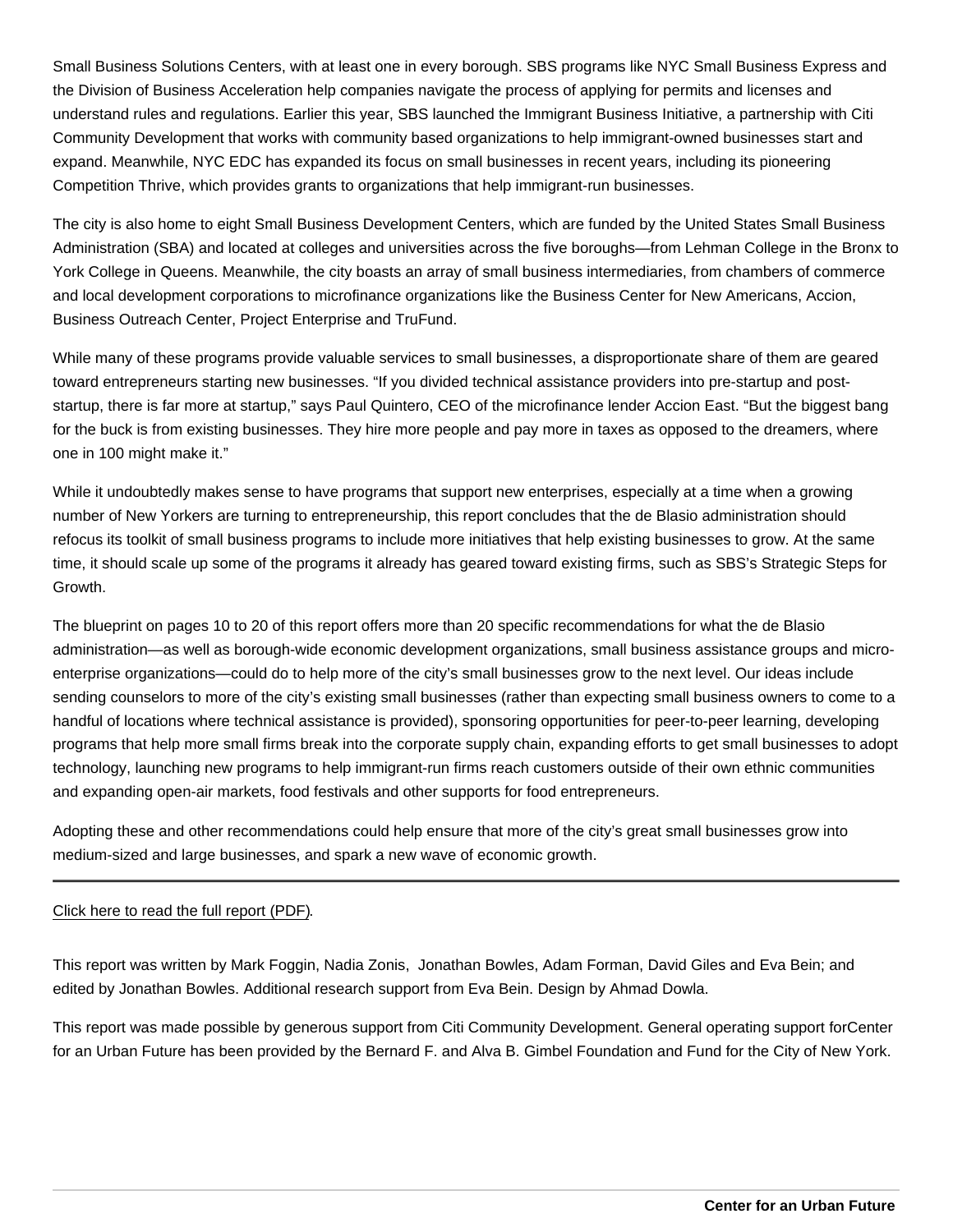Small Business Solutions Centers, with at least one in every borough. SBS programs like NYC Small Business Express and the Division of Business Acceleration help companies navigate the process of applying for permits and licenses and understand rules and regulations. Earlier this year, SBS launched the Immigrant Business Initiative, a partnership with Citi Community Development that works with community based organizations to help immigrant-owned businesses start and expand. Meanwhile, NYC EDC has expanded its focus on small businesses in recent years, including its pioneering Competition Thrive, which provides grants to organizations that help immigrant-run businesses.

The city is also home to eight Small Business Development Centers, which are funded by the United States Small Business Administration (SBA) and located at colleges and universities across the five boroughs—from Lehman College in the Bronx to York College in Queens. Meanwhile, the city boasts an array of small business intermediaries, from chambers of commerce and local development corporations to microfinance organizations like the Business Center for New Americans, Accion, Business Outreach Center, Project Enterprise and TruFund.

While many of these programs provide valuable services to small businesses, a disproportionate share of them are geared toward entrepreneurs starting new businesses. "If you divided technical assistance providers into pre-startup and post-startup, there is far more at startup," says Paul Quintero, CEO of the microfinance lender Accion East. "But the biggest bang for the buck is from existing businesses. They hire more people and pay more in taxes as opposed to the dreamers, where one in 100 might make it."

While it undoubtedly makes sense to have programs that support new enterprises, especially at a time when a growing number of New Yorkers are turning to entrepreneurship, this report concludes that the de Blasio administration should refocus its toolkit of small business programs to include more initiatives that help existing businesses to grow. At the same time, it should scale up some of the programs it already has geared toward existing firms, such as SBS's Strategic Steps for Growth.

The blueprint on pages 10 to 20 of this report offers more than 20 specific recommendations for what the de Blasio administration—as well as borough-wide economic development organizations, small business assistance groups and micro-enterprise organizations—could do to help more of the city's small businesses grow to the next level. Our ideas include sending counselors to more of the city's existing small businesses (rather than expecting small business owners to come to a handful of locations where technical assistance is provided), sponsoring opportunities for peer-to-peer learning, developing programs that help more small firms break into the corporate supply chain, expanding efforts to get small businesses to adopt technology, launching new programs to help immigrant-run firms reach customers outside of their own ethnic communities and expanding open-air markets, food festivals and other supports for food entrepreneurs.

Adopting these and other recommendations could help ensure that more of the city's great small businesses grow into medium-sized and large businesses, and spark a new wave of economic growth.

---

Click here to read the full report (PDF).

This report was written by Mark Foggin, Nadia Zonis, Jonathan Bowles, Adam Forman, David Giles and Eva Bein; and edited by Jonathan Bowles. Additional research support from Eva Bein. Design by Ahmad Dowla.

This report was made possible by generous support from Citi Community Development. General operating support forCenter for an Urban Future has been provided by the Bernard F. and Alva B. Gimbel Foundation and Fund for the City of New York.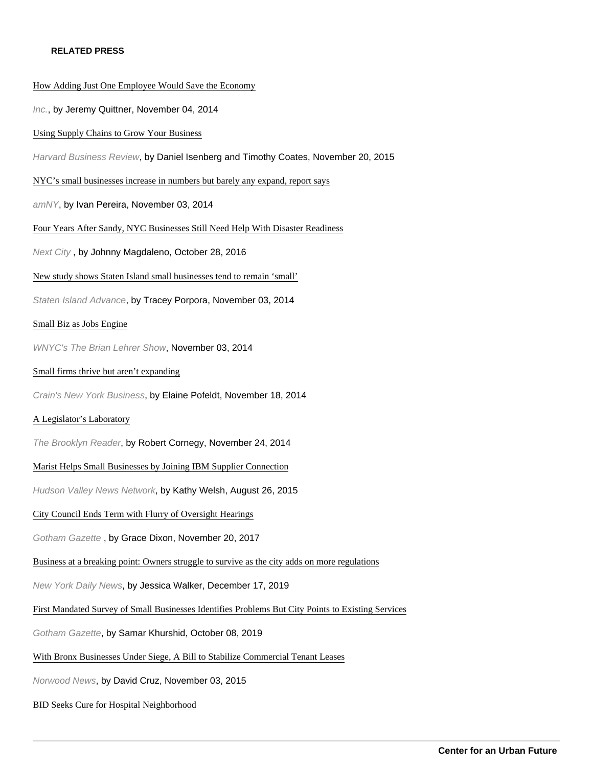**RELATED PRESS**

How Adding Just One Employee Would Save the Economy

*Inc.*, by Jeremy Quittner, November 04, 2014

Using Supply Chains to Grow Your Business

*Harvard Business Review*, by Daniel Isenberg and Timothy Coates, November 20, 2015

NYC's small businesses increase in numbers but barely any expand, report says

*amNY*, by Ivan Pereira, November 03, 2014

Four Years After Sandy, NYC Businesses Still Need Help With Disaster Readiness

*Next City* , by Johnny Magdaleno, October 28, 2016

New study shows Staten Island small businesses tend to remain 'small'

*Staten Island Advance*, by Tracey Porpora, November 03, 2014

Small Biz as Jobs Engine

*WNYC's The Brian Lehrer Show*, November 03, 2014

Small firms thrive but aren't expanding

*Crain's New York Business*, by Elaine Pofeldt, November 18, 2014

A Legislator's Laboratory

*The Brooklyn Reader*, by Robert Cornegy, November 24, 2014

Marist Helps Small Businesses by Joining IBM Supplier Connection

*Hudson Valley News Network*, by Kathy Welsh, August 26, 2015

City Council Ends Term with Flurry of Oversight Hearings

*Gotham Gazette* , by Grace Dixon, November 20, 2017

Business at a breaking point: Owners struggle to survive as the city adds on more regulations

*New York Daily News*, by Jessica Walker, December 17, 2019

First Mandated Survey of Small Businesses Identifies Problems But City Points to Existing Services

*Gotham Gazette*, by Samar Khurshid, October 08, 2019

With Bronx Businesses Under Siege, A Bill to Stabilize Commercial Tenant Leases

*Norwood News*, by David Cruz, November 03, 2015

BID Seeks Cure for Hospital Neighborhood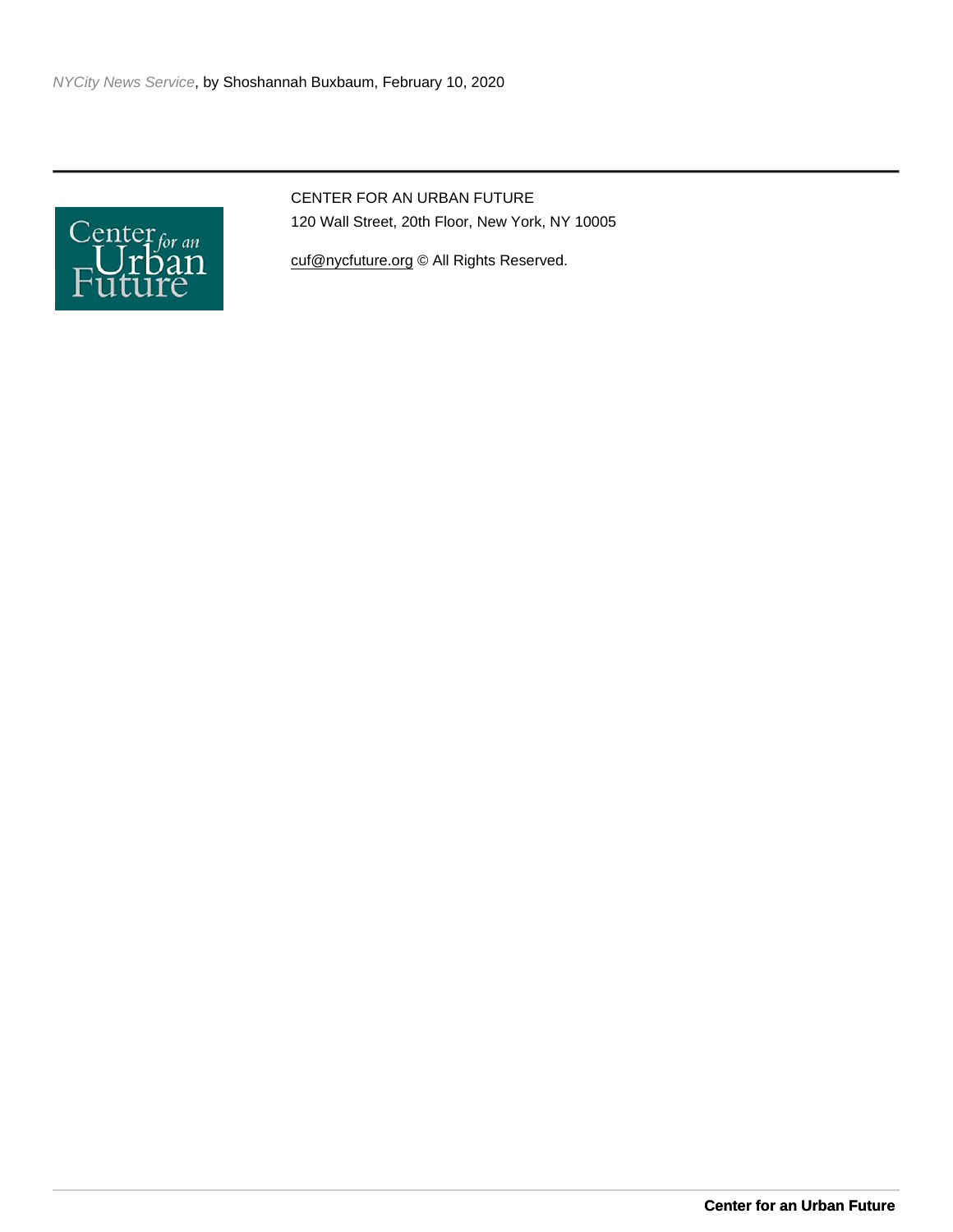*NYCity News Service*, by Shoshannah Buxbaum, February 10, 2020

---

CENTER FOR AN URBAN FUTURE
120 Wall Street, 20th Floor, New York, NY 10005

cuf@nycfuture.org © All Rights Reserved.